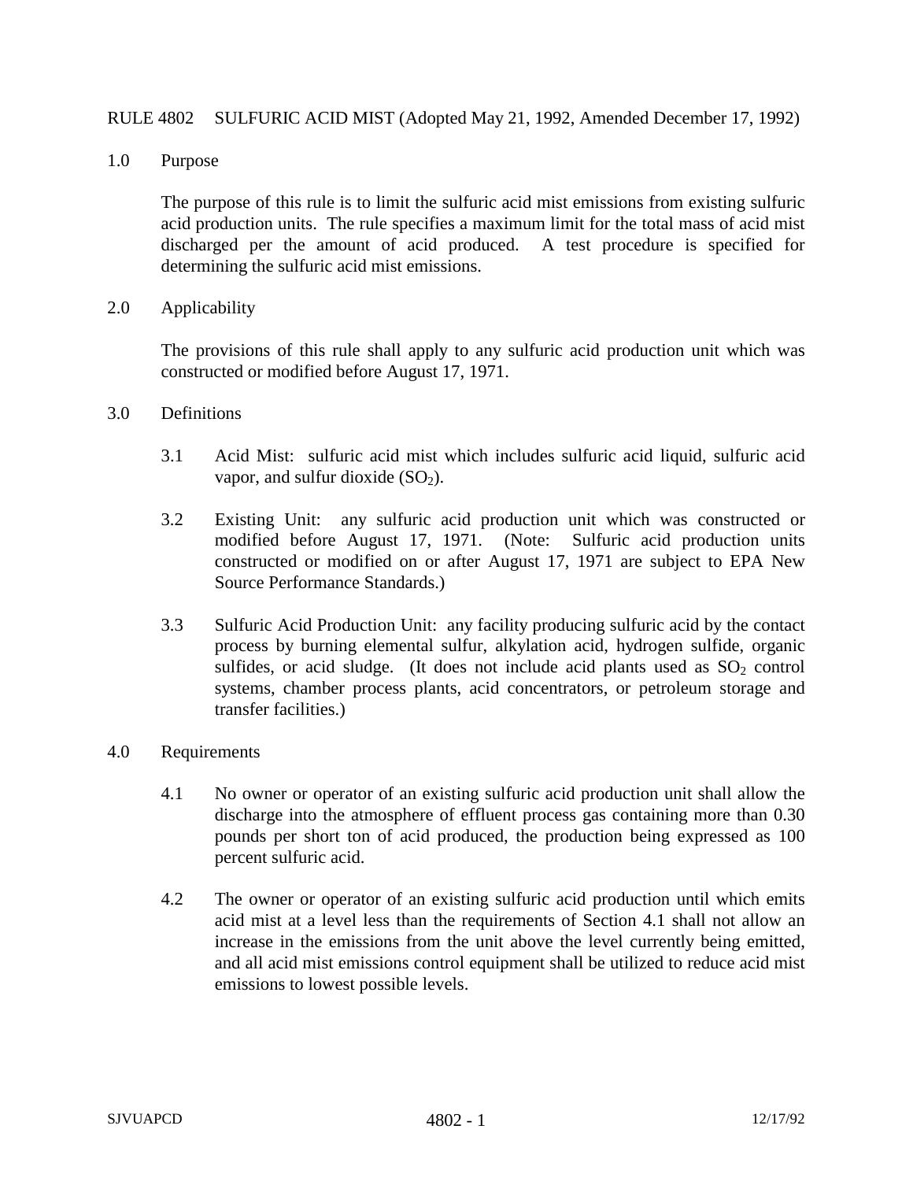# RULE 4802 SULFURIC ACID MIST (Adopted May 21, 1992, Amended December 17, 1992)

## 1.0 Purpose

The purpose of this rule is to limit the sulfuric acid mist emissions from existing sulfuric acid production units. The rule specifies a maximum limit for the total mass of acid mist discharged per the amount of acid produced. A test procedure is specified for determining the sulfuric acid mist emissions.

## 2.0 Applicability

The provisions of this rule shall apply to any sulfuric acid production unit which was constructed or modified before August 17, 1971.

## 3.0 Definitions

3.1 Acid Mist: sulfuric acid mist which includes sulfuric acid liquid, sulfuric acid vapor, and sulfur dioxide ($SO_2$).

3.2 Existing Unit: any sulfuric acid production unit which was constructed or modified before August 17, 1971. (Note: Sulfuric acid production units constructed or modified on or after August 17, 1971 are subject to EPA New Source Performance Standards.)

3.3 Sulfuric Acid Production Unit: any facility producing sulfuric acid by the contact process by burning elemental sulfur, alkylation acid, hydrogen sulfide, organic sulfides, or acid sludge. (It does not include acid plants used as $SO_2$ control systems, chamber process plants, acid concentrators, or petroleum storage and transfer facilities.)

## 4.0 Requirements

4.1 No owner or operator of an existing sulfuric acid production unit shall allow the discharge into the atmosphere of effluent process gas containing more than 0.30 pounds per short ton of acid produced, the production being expressed as 100 percent sulfuric acid.

4.2 The owner or operator of an existing sulfuric acid production until which emits acid mist at a level less than the requirements of Section 4.1 shall not allow an increase in the emissions from the unit above the level currently being emitted, and all acid mist emissions control equipment shall be utilized to reduce acid mist emissions to lowest possible levels.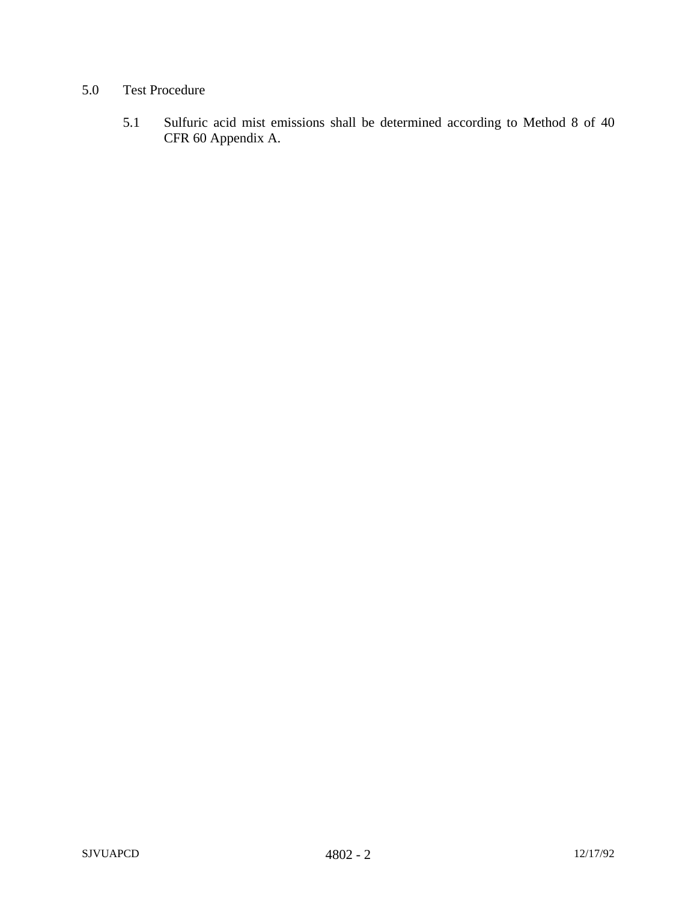## 5.0 Test Procedure

5.1 Sulfuric acid mist emissions shall be determined according to Method 8 of 40 CFR 60 Appendix A.